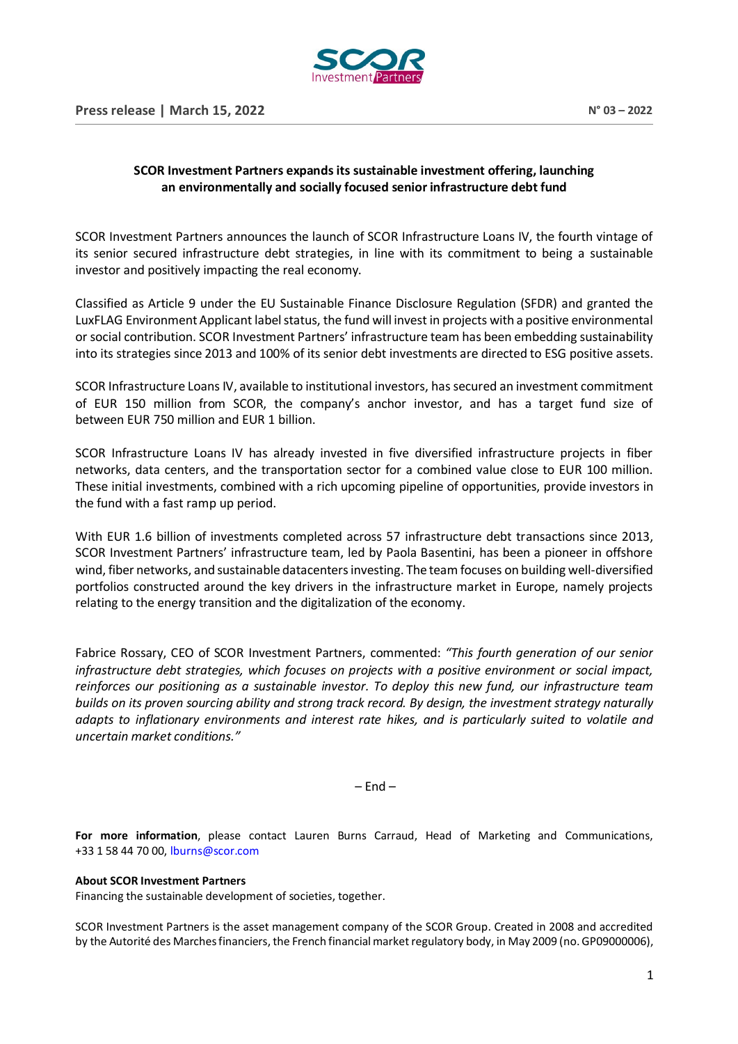Press release | March 15, 2022

N° 03 – 2022

## SCOR Investment Partners expands its sustainable investment offering, launching an environmentally and socially focused senior infrastructure debt fund

SCOR Investment Partners announces the launch of SCOR Infrastructure Loans IV, the fourth vintage of its senior secured infrastructure debt strategies, in line with its commitment to being a sustainable investor and positively impacting the real economy.

Classified as Article 9 under the EU Sustainable Finance Disclosure Regulation (SFDR) and granted the LuxFLAG Environment Applicant label status, the fund will invest in projects with a positive environmental or social contribution. SCOR Investment Partners' infrastructure team has been embedding sustainability into its strategies since 2013 and 100% of its senior debt investments are directed to ESG positive assets.

SCOR Infrastructure Loans IV, available to institutional investors, has secured an investment commitment of EUR 150 million from SCOR, the company's anchor investor, and has a target fund size of between EUR 750 million and EUR 1 billion.

SCOR Infrastructure Loans IV has already invested in five diversified infrastructure projects in fiber networks, data centers, and the transportation sector for a combined value close to EUR 100 million. These initial investments, combined with a rich upcoming pipeline of opportunities, provide investors in the fund with a fast ramp up period.

With EUR 1.6 billion of investments completed across 57 infrastructure debt transactions since 2013, SCOR Investment Partners' infrastructure team, led by Paola Basentini, has been a pioneer in offshore wind, fiber networks, and sustainable datacenters investing. The team focuses on building well-diversified portfolios constructed around the key drivers in the infrastructure market in Europe, namely projects relating to the energy transition and the digitalization of the economy.

Fabrice Rossary, CEO of SCOR Investment Partners, commented: *"This fourth generation of our senior infrastructure debt strategies, which focuses on projects with a positive environment or social impact, reinforces our positioning as a sustainable investor. To deploy this new fund, our infrastructure team builds on its proven sourcing ability and strong track record. By design, the investment strategy naturally adapts to inflationary environments and interest rate hikes, and is particularly suited to volatile and uncertain market conditions."*

– End –

**For more information**, please contact Lauren Burns Carraud, Head of Marketing and Communications, +33 1 58 44 70 00, lburns@scor.com

**About SCOR Investment Partners**

Financing the sustainable development of societies, together.

SCOR Investment Partners is the asset management company of the SCOR Group. Created in 2008 and accredited by the Autorité des Marches financiers, the French financial market regulatory body, in May 2009 (no. GP09000006),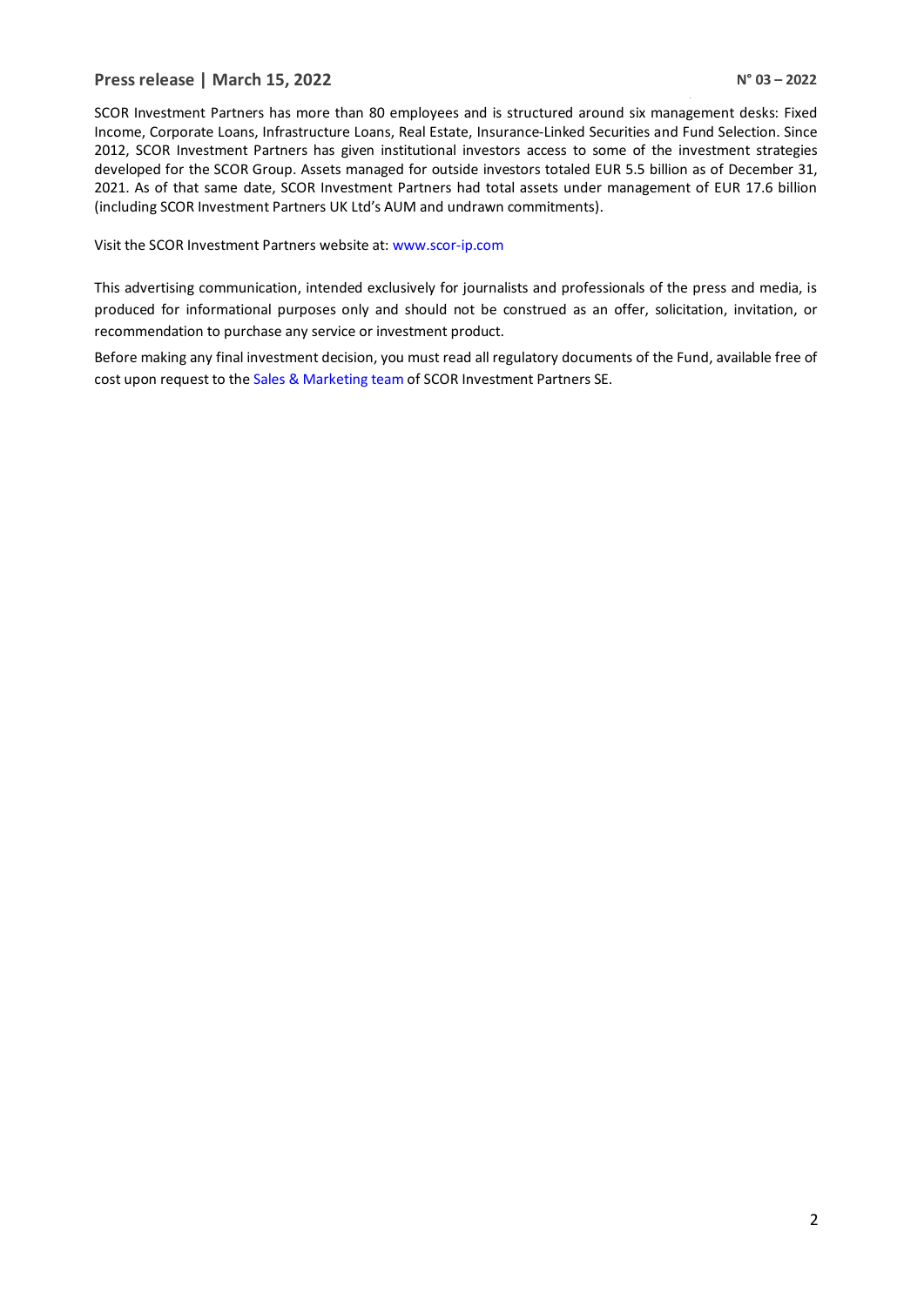SCOR Investment Partners has more than 80 employees and is structured around six management desks: Fixed Income, Corporate Loans, Infrastructure Loans, Real Estate, Insurance-Linked Securities and Fund Selection. Since 2012, SCOR Investment Partners has given institutional investors access to some of the investment strategies developed for the SCOR Group. Assets managed for outside investors totaled EUR 5.5 billion as of December 31, 2021. As of that same date, SCOR Investment Partners had total assets under management of EUR 17.6 billion (including SCOR Investment Partners UK Ltd's AUM and undrawn commitments).

Visit the SCOR Investment Partners website at: www.scor-ip.com

This advertising communication, intended exclusively for journalists and professionals of the press and media, is produced for informational purposes only and should not be construed as an offer, solicitation, invitation, or recommendation to purchase any service or investment product.

Before making any final investment decision, you must read all regulatory documents of the Fund, available free of cost upon request to the Sales & Marketing team of SCOR Investment Partners SE.